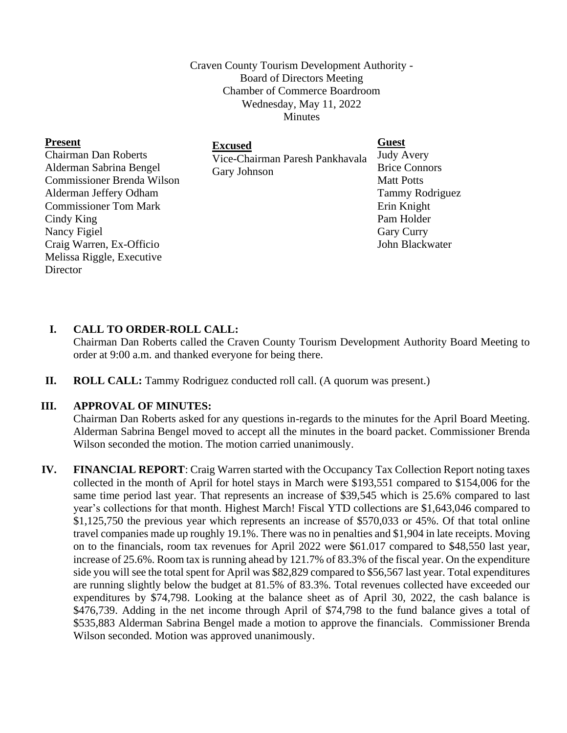Craven County Tourism Development Authority -
Board of Directors Meeting
Chamber of Commerce Boardroom
Wednesday, May 11, 2022
Minutes

**Present**
Chairman Dan Roberts
Alderman Sabrina Bengel
Commissioner Brenda Wilson
Alderman Jeffery Odham
Commissioner Tom Mark
Cindy King
Nancy Figiel
Craig Warren, Ex-Officio
Melissa Riggle, Executive Director

**Excused**
Vice-Chairman Paresh Pankhavala
Gary Johnson

**Guest**
Judy Avery
Brice Connors
Matt Potts
Tammy Rodriguez
Erin Knight
Pam Holder
Gary Curry
John Blackwater

**I. CALL TO ORDER-ROLL CALL:**
Chairman Dan Roberts called the Craven County Tourism Development Authority Board Meeting to order at 9:00 a.m. and thanked everyone for being there.

**II. ROLL CALL:** Tammy Rodriguez conducted roll call. (A quorum was present.)

**III. APPROVAL OF MINUTES:**
Chairman Dan Roberts asked for any questions in-regards to the minutes for the April Board Meeting. Alderman Sabrina Bengel moved to accept all the minutes in the board packet. Commissioner Brenda Wilson seconded the motion. The motion carried unanimously.

**IV. FINANCIAL REPORT**: Craig Warren started with the Occupancy Tax Collection Report noting taxes collected in the month of April for hotel stays in March were $193,551 compared to $154,006 for the same time period last year. That represents an increase of $39,545 which is 25.6% compared to last year's collections for that month. Highest March! Fiscal YTD collections are $1,643,046 compared to $1,125,750 the previous year which represents an increase of $570,033 or 45%. Of that total online travel companies made up roughly 19.1%. There was no in penalties and $1,904 in late receipts. Moving on to the financials, room tax revenues for April 2022 were $61.017 compared to $48,550 last year, increase of 25.6%. Room tax is running ahead by 121.7% of 83.3% of the fiscal year. On the expenditure side you will see the total spent for April was $82,829 compared to $56,567 last year. Total expenditures are running slightly below the budget at 81.5% of 83.3%. Total revenues collected have exceeded our expenditures by $74,798. Looking at the balance sheet as of April 30, 2022, the cash balance is $476,739. Adding in the net income through April of $74,798 to the fund balance gives a total of $535,883 Alderman Sabrina Bengel made a motion to approve the financials. Commissioner Brenda Wilson seconded. Motion was approved unanimously.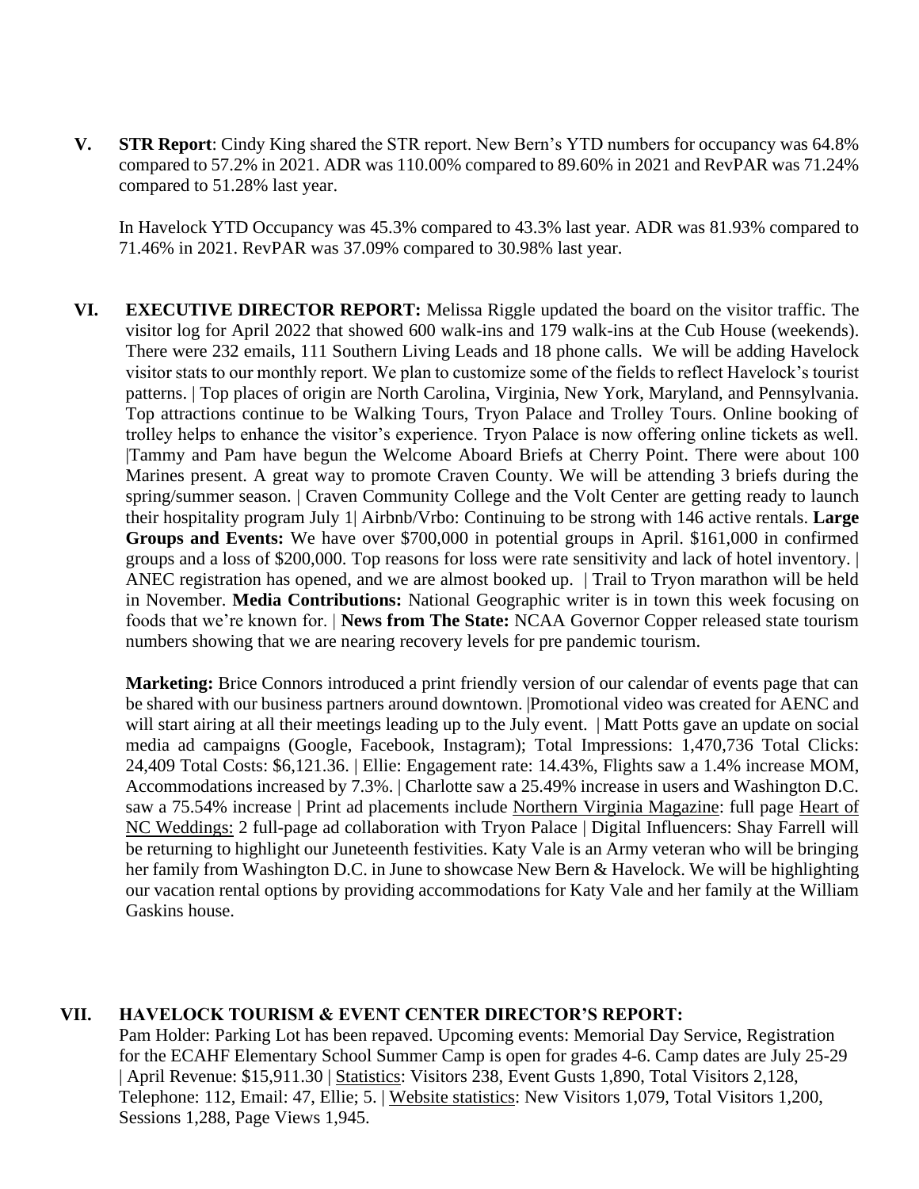**V. STR Report**: Cindy King shared the STR report. New Bern's YTD numbers for occupancy was 64.8% compared to 57.2% in 2021. ADR was 110.00% compared to 89.60% in 2021 and RevPAR was 71.24% compared to 51.28% last year.

In Havelock YTD Occupancy was 45.3% compared to 43.3% last year. ADR was 81.93% compared to 71.46% in 2021. RevPAR was 37.09% compared to 30.98% last year.

**VI. EXECUTIVE DIRECTOR REPORT:** Melissa Riggle updated the board on the visitor traffic. The visitor log for April 2022 that showed 600 walk-ins and 179 walk-ins at the Cub House (weekends). There were 232 emails, 111 Southern Living Leads and 18 phone calls. We will be adding Havelock visitor stats to our monthly report. We plan to customize some of the fields to reflect Havelock's tourist patterns. | Top places of origin are North Carolina, Virginia, New York, Maryland, and Pennsylvania. Top attractions continue to be Walking Tours, Tryon Palace and Trolley Tours. Online booking of trolley helps to enhance the visitor's experience. Tryon Palace is now offering online tickets as well. |Tammy and Pam have begun the Welcome Aboard Briefs at Cherry Point. There were about 100 Marines present. A great way to promote Craven County. We will be attending 3 briefs during the spring/summer season. | Craven Community College and the Volt Center are getting ready to launch their hospitality program July 1| Airbnb/Vrbo: Continuing to be strong with 146 active rentals. **Large Groups and Events:** We have over $700,000 in potential groups in April. $161,000 in confirmed groups and a loss of $200,000. Top reasons for loss were rate sensitivity and lack of hotel inventory. | ANEC registration has opened, and we are almost booked up. | Trail to Tryon marathon will be held in November. **Media Contributions:** National Geographic writer is in town this week focusing on foods that we're known for. | **News from The State:** NCAA Governor Copper released state tourism numbers showing that we are nearing recovery levels for pre pandemic tourism.

**Marketing:** Brice Connors introduced a print friendly version of our calendar of events page that can be shared with our business partners around downtown. |Promotional video was created for AENC and will start airing at all their meetings leading up to the July event. | Matt Potts gave an update on social media ad campaigns (Google, Facebook, Instagram); Total Impressions: 1,470,736 Total Clicks: 24,409 Total Costs: $6,121.36. | Ellie: Engagement rate: 14.43%, Flights saw a 1.4% increase MOM, Accommodations increased by 7.3%. | Charlotte saw a 25.49% increase in users and Washington D.C. saw a 75.54% increase | Print ad placements include Northern Virginia Magazine: full page Heart of NC Weddings: 2 full-page ad collaboration with Tryon Palace | Digital Influencers: Shay Farrell will be returning to highlight our Juneteenth festivities. Katy Vale is an Army veteran who will be bringing her family from Washington D.C. in June to showcase New Bern & Havelock. We will be highlighting our vacation rental options by providing accommodations for Katy Vale and her family at the William Gaskins house.

**VII. HAVELOCK TOURISM & EVENT CENTER DIRECTOR'S REPORT:**

Pam Holder: Parking Lot has been repaved. Upcoming events: Memorial Day Service, Registration for the ECAHF Elementary School Summer Camp is open for grades 4-6. Camp dates are July 25-29 | April Revenue: $15,911.30 | Statistics: Visitors 238, Event Gusts 1,890, Total Visitors 2,128, Telephone: 112, Email: 47, Ellie; 5. | Website statistics: New Visitors 1,079, Total Visitors 1,200, Sessions 1,288, Page Views 1,945.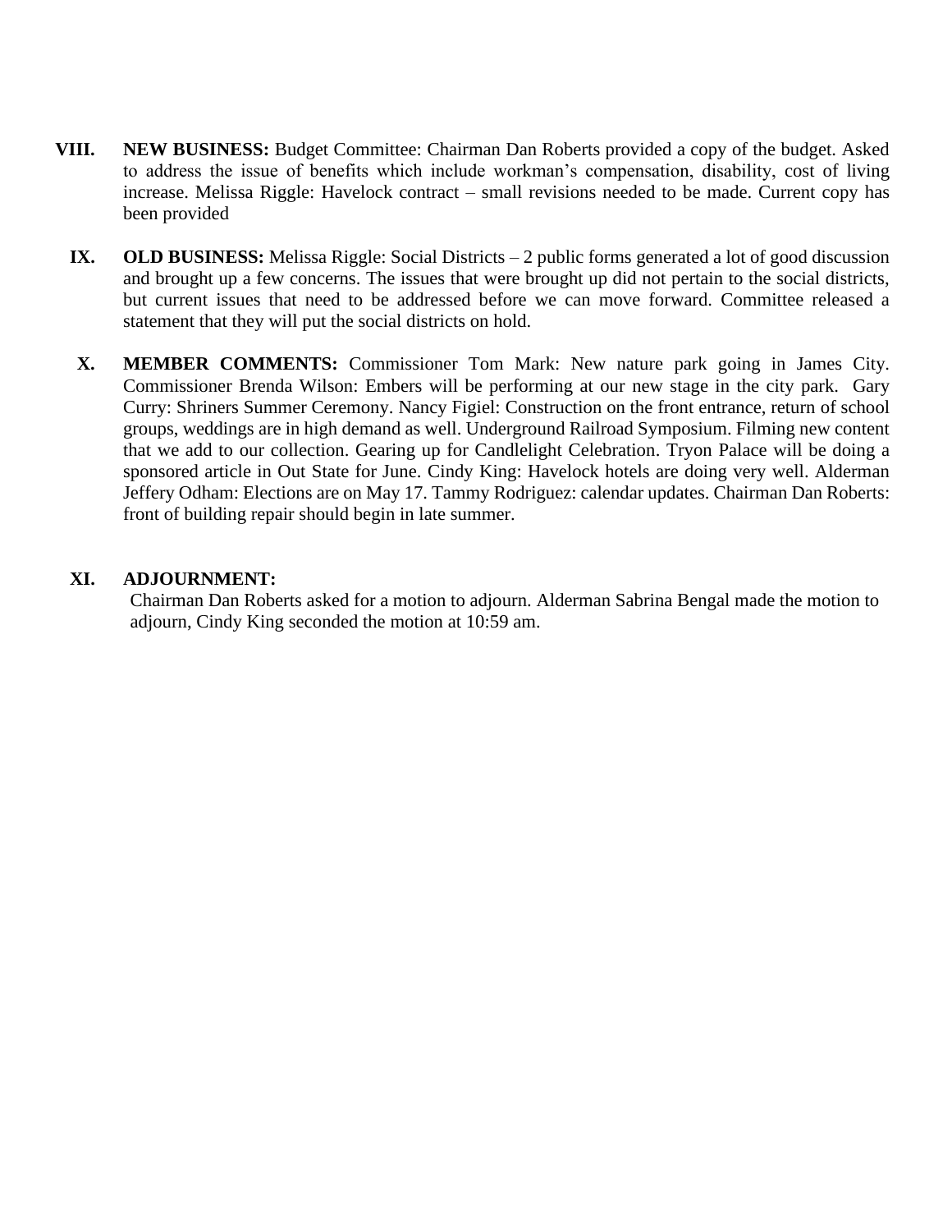**VIII. NEW BUSINESS:** Budget Committee: Chairman Dan Roberts provided a copy of the budget. Asked to address the issue of benefits which include workman's compensation, disability, cost of living increase. Melissa Riggle: Havelock contract – small revisions needed to be made. Current copy has been provided

**IX. OLD BUSINESS:** Melissa Riggle: Social Districts – 2 public forms generated a lot of good discussion and brought up a few concerns. The issues that were brought up did not pertain to the social districts, but current issues that need to be addressed before we can move forward. Committee released a statement that they will put the social districts on hold.

**X. MEMBER COMMENTS:** Commissioner Tom Mark: New nature park going in James City. Commissioner Brenda Wilson: Embers will be performing at our new stage in the city park. Gary Curry: Shriners Summer Ceremony. Nancy Figiel: Construction on the front entrance, return of school groups, weddings are in high demand as well. Underground Railroad Symposium. Filming new content that we add to our collection. Gearing up for Candlelight Celebration. Tryon Palace will be doing a sponsored article in Out State for June. Cindy King: Havelock hotels are doing very well. Alderman Jeffery Odham: Elections are on May 17. Tammy Rodriguez: calendar updates. Chairman Dan Roberts: front of building repair should begin in late summer.

**XI. ADJOURNMENT:**

Chairman Dan Roberts asked for a motion to adjourn. Alderman Sabrina Bengal made the motion to adjourn, Cindy King seconded the motion at 10:59 am.